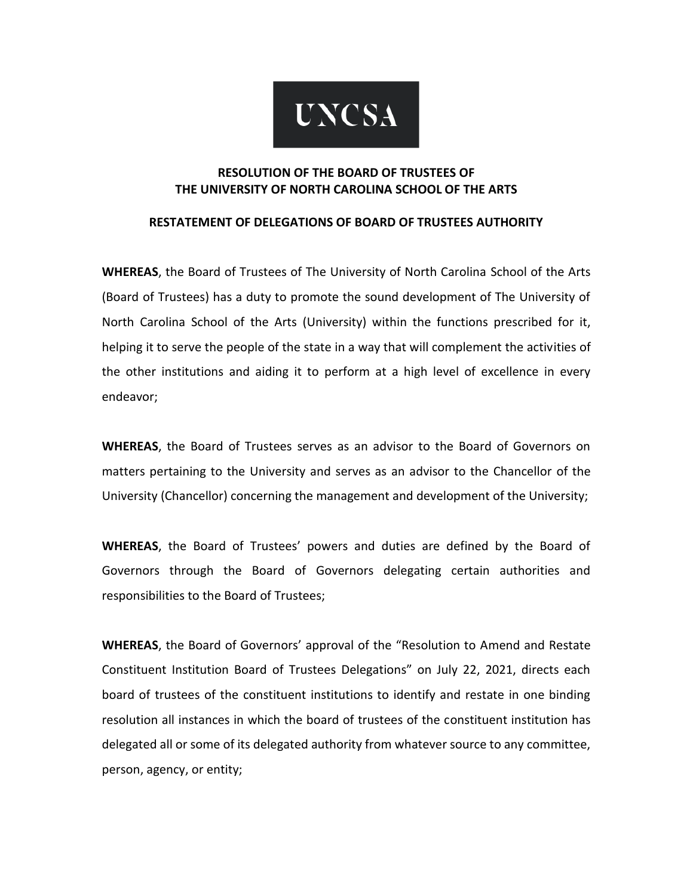UNCSA

## RESOLUTION OF THE BOARD OF TRUSTEES OF THE UNIVERSITY OF NORTH CAROLINA SCHOOL OF THE ARTS

## RESTATEMENT OF DELEGATIONS OF BOARD OF TRUSTEES AUTHORITY

**WHEREAS**, the Board of Trustees of The University of North Carolina School of the Arts (Board of Trustees) has a duty to promote the sound development of The University of North Carolina School of the Arts (University) within the functions prescribed for it, helping it to serve the people of the state in a way that will complement the activities of the other institutions and aiding it to perform at a high level of excellence in every endeavor;

**WHEREAS**, the Board of Trustees serves as an advisor to the Board of Governors on matters pertaining to the University and serves as an advisor to the Chancellor of the University (Chancellor) concerning the management and development of the University;

**WHEREAS**, the Board of Trustees' powers and duties are defined by the Board of Governors through the Board of Governors delegating certain authorities and responsibilities to the Board of Trustees;

**WHEREAS**, the Board of Governors' approval of the "Resolution to Amend and Restate Constituent Institution Board of Trustees Delegations" on July 22, 2021, directs each board of trustees of the constituent institutions to identify and restate in one binding resolution all instances in which the board of trustees of the constituent institution has delegated all or some of its delegated authority from whatever source to any committee, person, agency, or entity;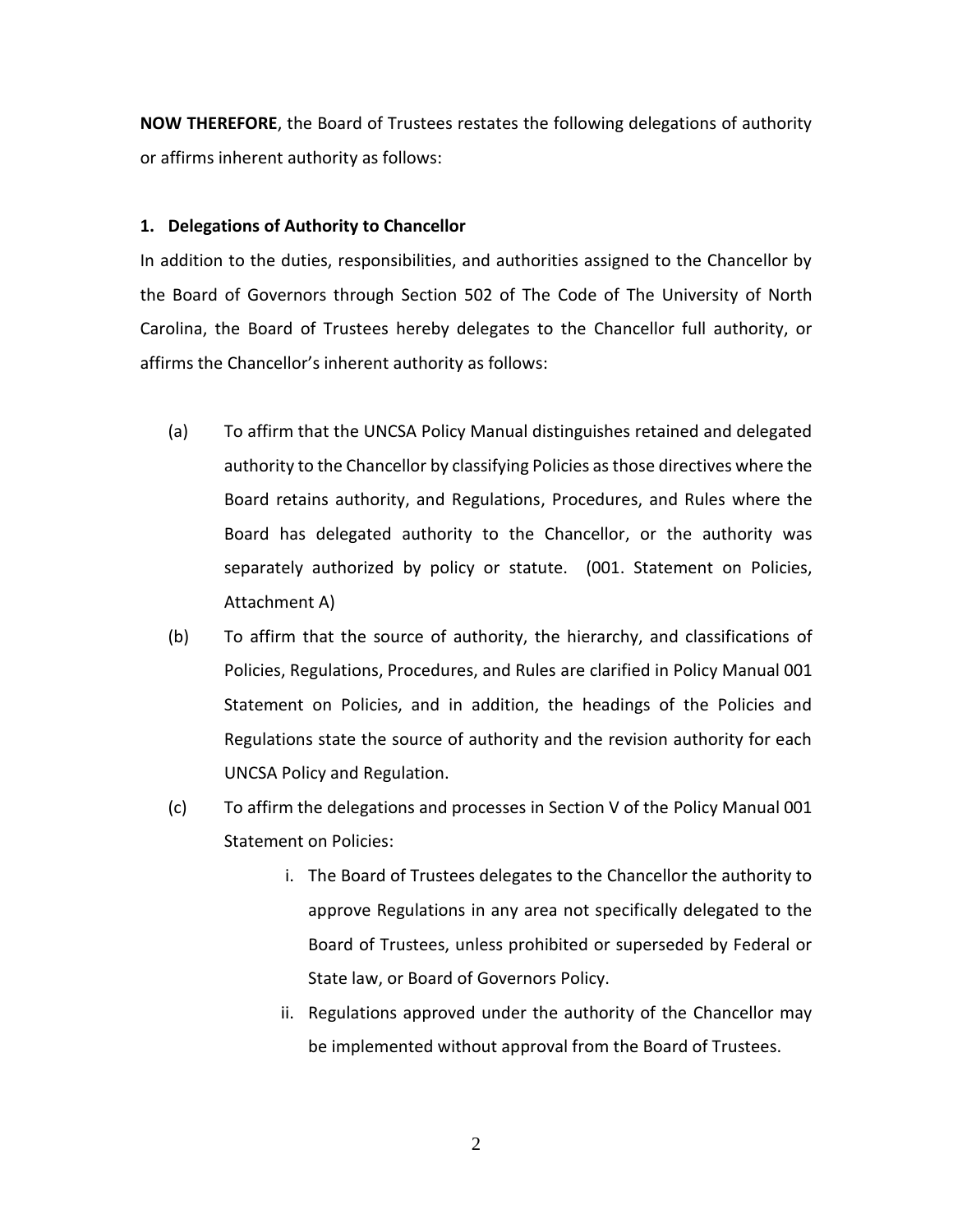**NOW THEREFORE**, the Board of Trustees restates the following delegations of authority or affirms inherent authority as follows:

**1. Delegations of Authority to Chancellor**

In addition to the duties, responsibilities, and authorities assigned to the Chancellor by the Board of Governors through Section 502 of The Code of The University of North Carolina, the Board of Trustees hereby delegates to the Chancellor full authority, or affirms the Chancellor's inherent authority as follows:

(a) To affirm that the UNCSA Policy Manual distinguishes retained and delegated authority to the Chancellor by classifying Policies as those directives where the Board retains authority, and Regulations, Procedures, and Rules where the Board has delegated authority to the Chancellor, or the authority was separately authorized by policy or statute. (001. Statement on Policies, Attachment A)

(b) To affirm that the source of authority, the hierarchy, and classifications of Policies, Regulations, Procedures, and Rules are clarified in Policy Manual 001 Statement on Policies, and in addition, the headings of the Policies and Regulations state the source of authority and the revision authority for each UNCSA Policy and Regulation.

(c) To affirm the delegations and processes in Section V of the Policy Manual 001 Statement on Policies:

   i. The Board of Trustees delegates to the Chancellor the authority to approve Regulations in any area not specifically delegated to the Board of Trustees, unless prohibited or superseded by Federal or State law, or Board of Governors Policy.

   ii. Regulations approved under the authority of the Chancellor may be implemented without approval from the Board of Trustees.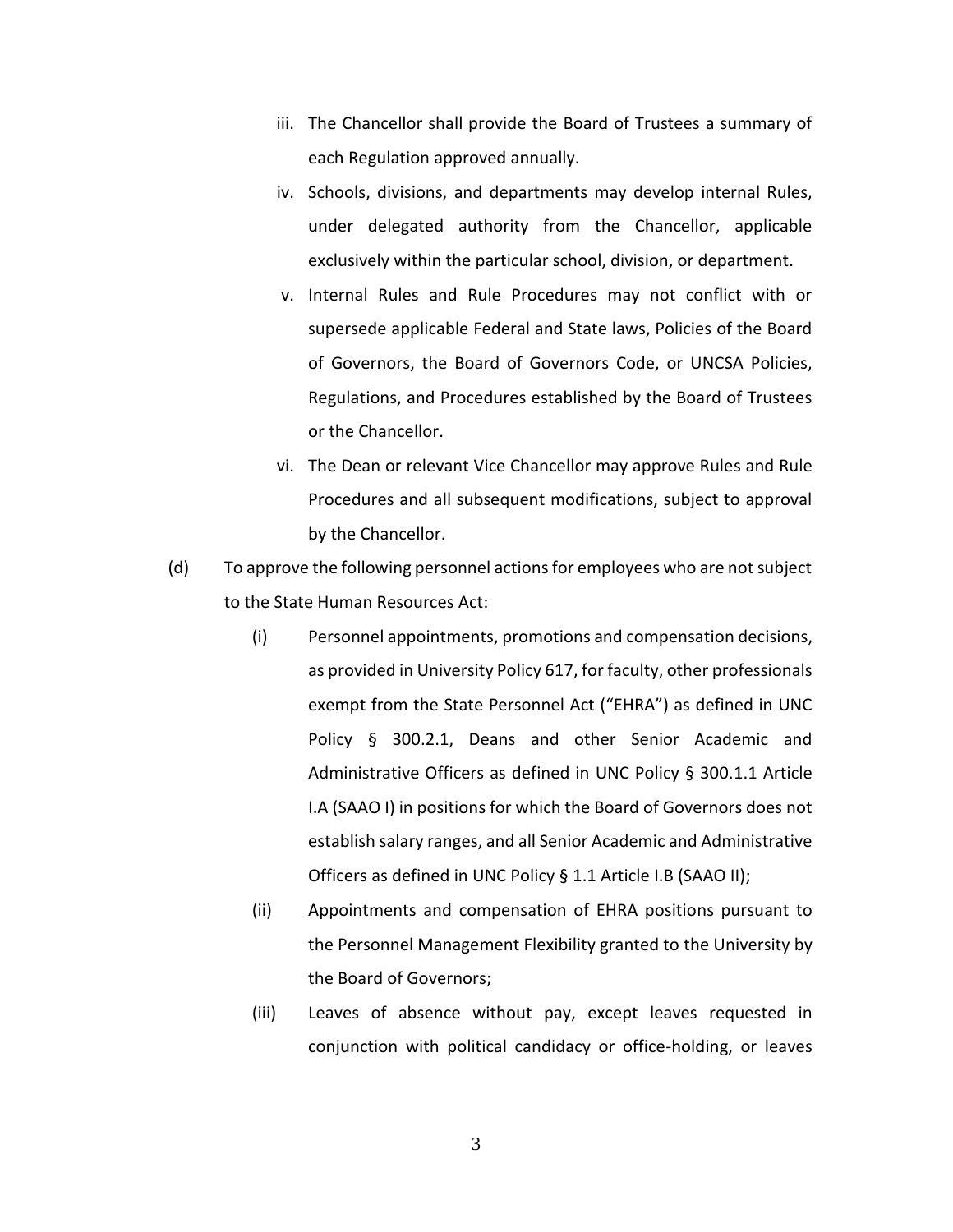iii. The Chancellor shall provide the Board of Trustees a summary of each Regulation approved annually.

iv. Schools, divisions, and departments may develop internal Rules, under delegated authority from the Chancellor, applicable exclusively within the particular school, division, or department.

v. Internal Rules and Rule Procedures may not conflict with or supersede applicable Federal and State laws, Policies of the Board of Governors, the Board of Governors Code, or UNCSA Policies, Regulations, and Procedures established by the Board of Trustees or the Chancellor.

vi. The Dean or relevant Vice Chancellor may approve Rules and Rule Procedures and all subsequent modifications, subject to approval by the Chancellor.

(d) To approve the following personnel actions for employees who are not subject to the State Human Resources Act:

(i) Personnel appointments, promotions and compensation decisions, as provided in University Policy 617, for faculty, other professionals exempt from the State Personnel Act ("EHRA") as defined in UNC Policy § 300.2.1, Deans and other Senior Academic and Administrative Officers as defined in UNC Policy § 300.1.1 Article I.A (SAAO I) in positions for which the Board of Governors does not establish salary ranges, and all Senior Academic and Administrative Officers as defined in UNC Policy § 1.1 Article I.B (SAAO II);

(ii) Appointments and compensation of EHRA positions pursuant to the Personnel Management Flexibility granted to the University by the Board of Governors;

(iii) Leaves of absence without pay, except leaves requested in conjunction with political candidacy or office-holding, or leaves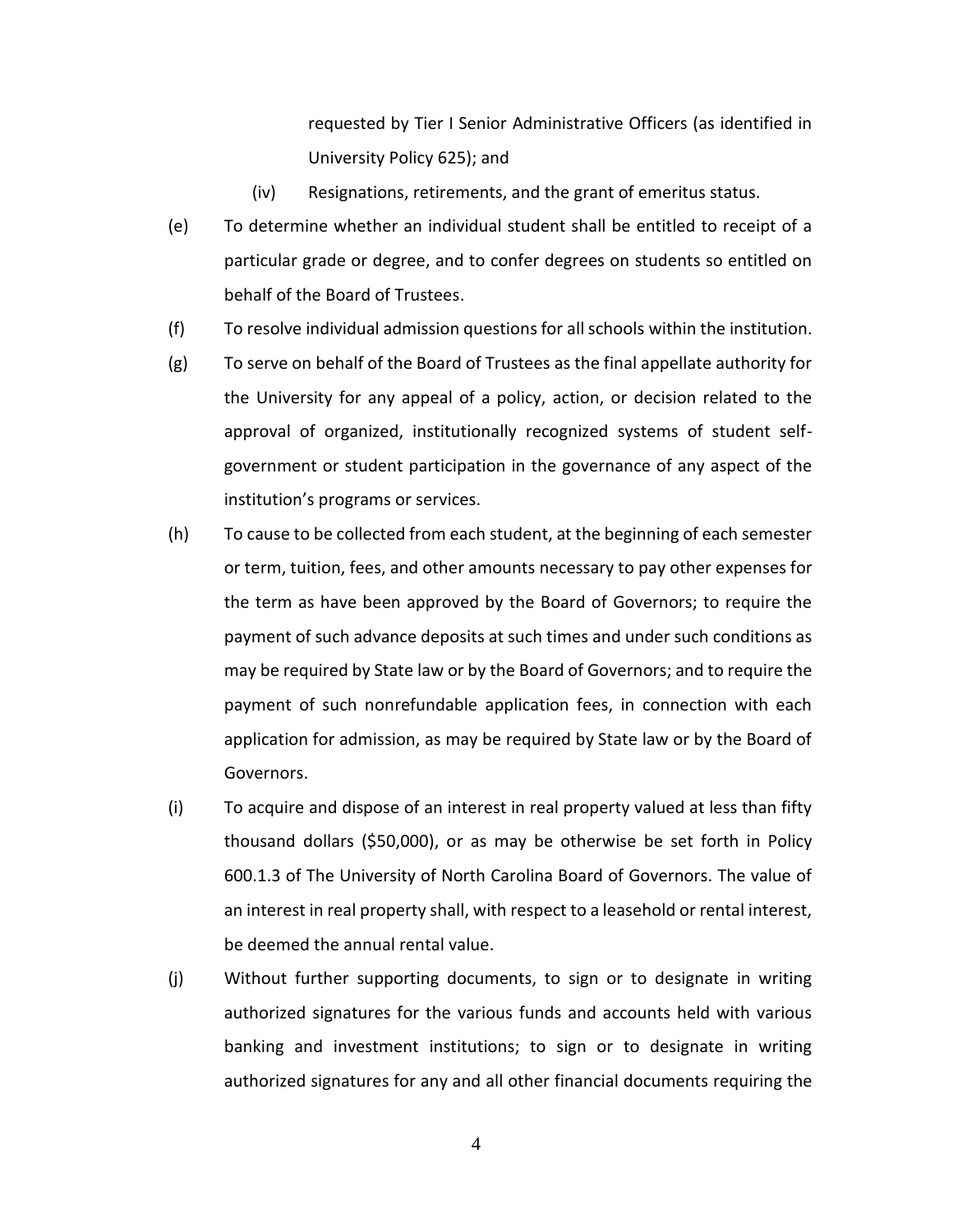requested by Tier I Senior Administrative Officers (as identified in University Policy 625); and

(iv) Resignations, retirements, and the grant of emeritus status.

(e) To determine whether an individual student shall be entitled to receipt of a particular grade or degree, and to confer degrees on students so entitled on behalf of the Board of Trustees.

(f) To resolve individual admission questions for all schools within the institution.

(g) To serve on behalf of the Board of Trustees as the final appellate authority for the University for any appeal of a policy, action, or decision related to the approval of organized, institutionally recognized systems of student self-government or student participation in the governance of any aspect of the institution's programs or services.

(h) To cause to be collected from each student, at the beginning of each semester or term, tuition, fees, and other amounts necessary to pay other expenses for the term as have been approved by the Board of Governors; to require the payment of such advance deposits at such times and under such conditions as may be required by State law or by the Board of Governors; and to require the payment of such nonrefundable application fees, in connection with each application for admission, as may be required by State law or by the Board of Governors.

(i) To acquire and dispose of an interest in real property valued at less than fifty thousand dollars ($50,000), or as may be otherwise be set forth in Policy 600.1.3 of The University of North Carolina Board of Governors. The value of an interest in real property shall, with respect to a leasehold or rental interest, be deemed the annual rental value.

(j) Without further supporting documents, to sign or to designate in writing authorized signatures for the various funds and accounts held with various banking and investment institutions; to sign or to designate in writing authorized signatures for any and all other financial documents requiring the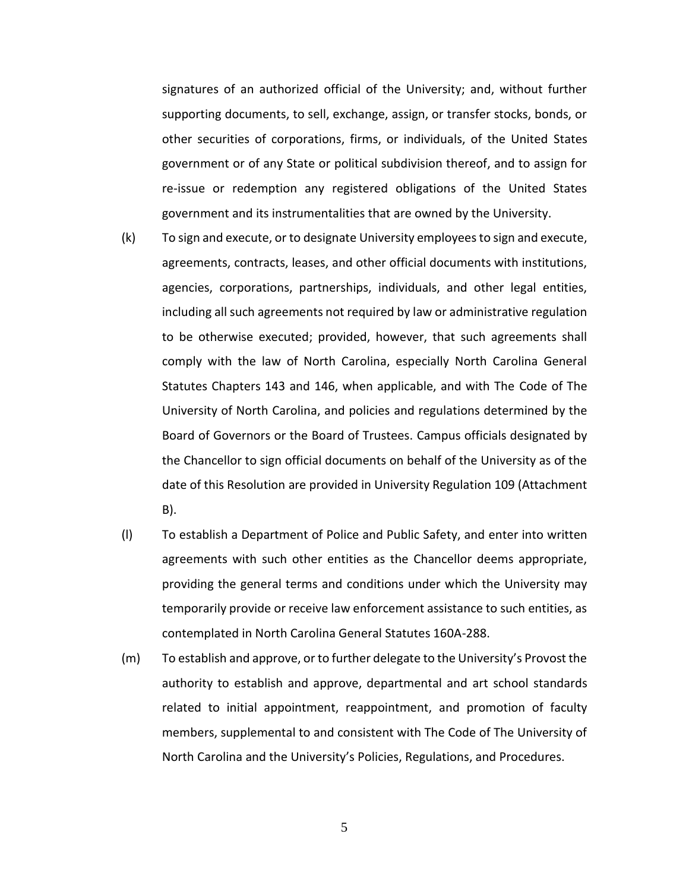signatures of an authorized official of the University; and, without further supporting documents, to sell, exchange, assign, or transfer stocks, bonds, or other securities of corporations, firms, or individuals, of the United States government or of any State or political subdivision thereof, and to assign for re-issue or redemption any registered obligations of the United States government and its instrumentalities that are owned by the University.

(k) To sign and execute, or to designate University employees to sign and execute, agreements, contracts, leases, and other official documents with institutions, agencies, corporations, partnerships, individuals, and other legal entities, including all such agreements not required by law or administrative regulation to be otherwise executed; provided, however, that such agreements shall comply with the law of North Carolina, especially North Carolina General Statutes Chapters 143 and 146, when applicable, and with The Code of The University of North Carolina, and policies and regulations determined by the Board of Governors or the Board of Trustees. Campus officials designated by the Chancellor to sign official documents on behalf of the University as of the date of this Resolution are provided in University Regulation 109 (Attachment B).

(l) To establish a Department of Police and Public Safety, and enter into written agreements with such other entities as the Chancellor deems appropriate, providing the general terms and conditions under which the University may temporarily provide or receive law enforcement assistance to such entities, as contemplated in North Carolina General Statutes 160A-288.

(m) To establish and approve, or to further delegate to the University's Provost the authority to establish and approve, departmental and art school standards related to initial appointment, reappointment, and promotion of faculty members, supplemental to and consistent with The Code of The University of North Carolina and the University's Policies, Regulations, and Procedures.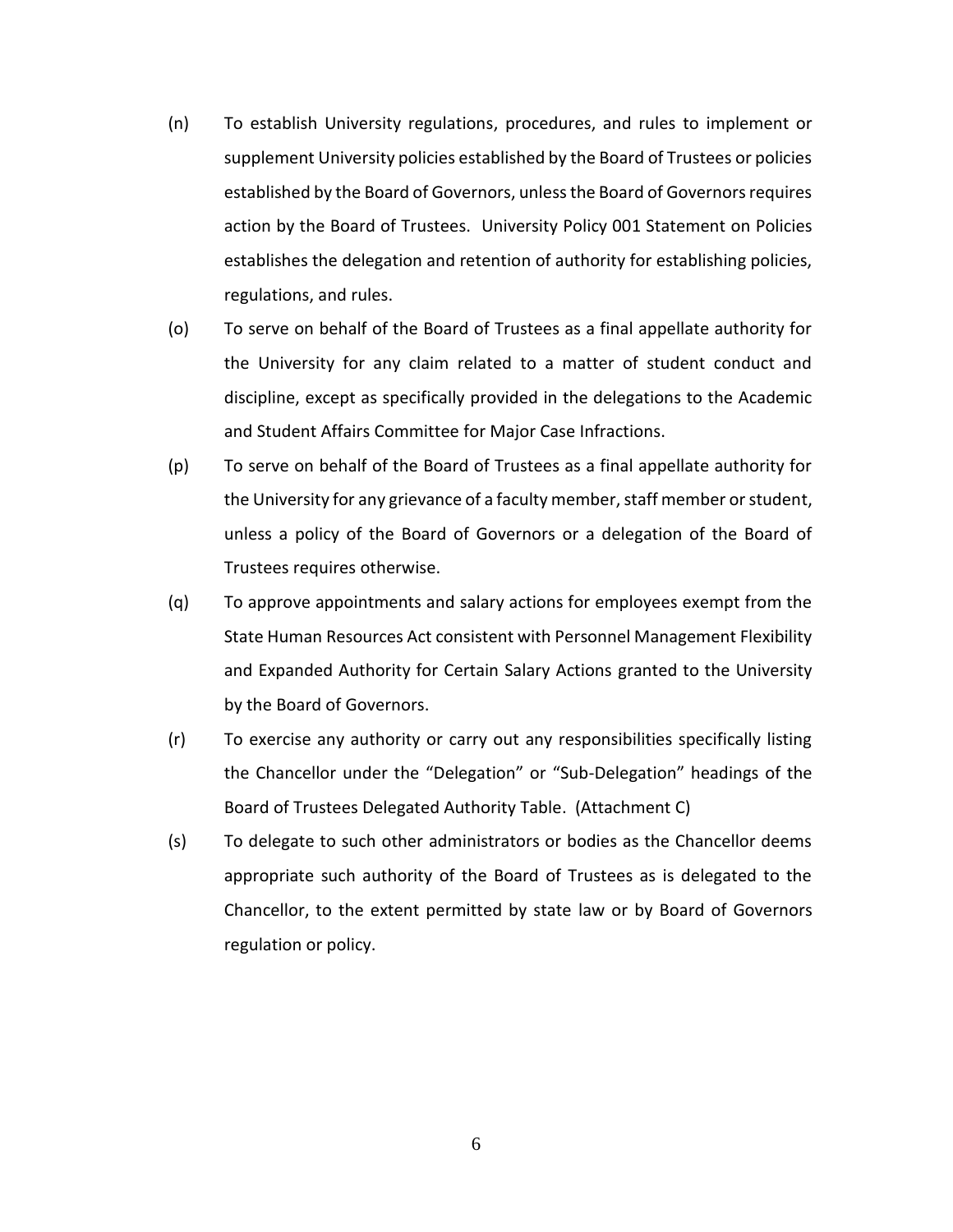(n) To establish University regulations, procedures, and rules to implement or supplement University policies established by the Board of Trustees or policies established by the Board of Governors, unless the Board of Governors requires action by the Board of Trustees. University Policy 001 Statement on Policies establishes the delegation and retention of authority for establishing policies, regulations, and rules.

(o) To serve on behalf of the Board of Trustees as a final appellate authority for the University for any claim related to a matter of student conduct and discipline, except as specifically provided in the delegations to the Academic and Student Affairs Committee for Major Case Infractions.

(p) To serve on behalf of the Board of Trustees as a final appellate authority for the University for any grievance of a faculty member, staff member or student, unless a policy of the Board of Governors or a delegation of the Board of Trustees requires otherwise.

(q) To approve appointments and salary actions for employees exempt from the State Human Resources Act consistent with Personnel Management Flexibility and Expanded Authority for Certain Salary Actions granted to the University by the Board of Governors.

(r) To exercise any authority or carry out any responsibilities specifically listing the Chancellor under the "Delegation" or "Sub-Delegation" headings of the Board of Trustees Delegated Authority Table. (Attachment C)

(s) To delegate to such other administrators or bodies as the Chancellor deems appropriate such authority of the Board of Trustees as is delegated to the Chancellor, to the extent permitted by state law or by Board of Governors regulation or policy.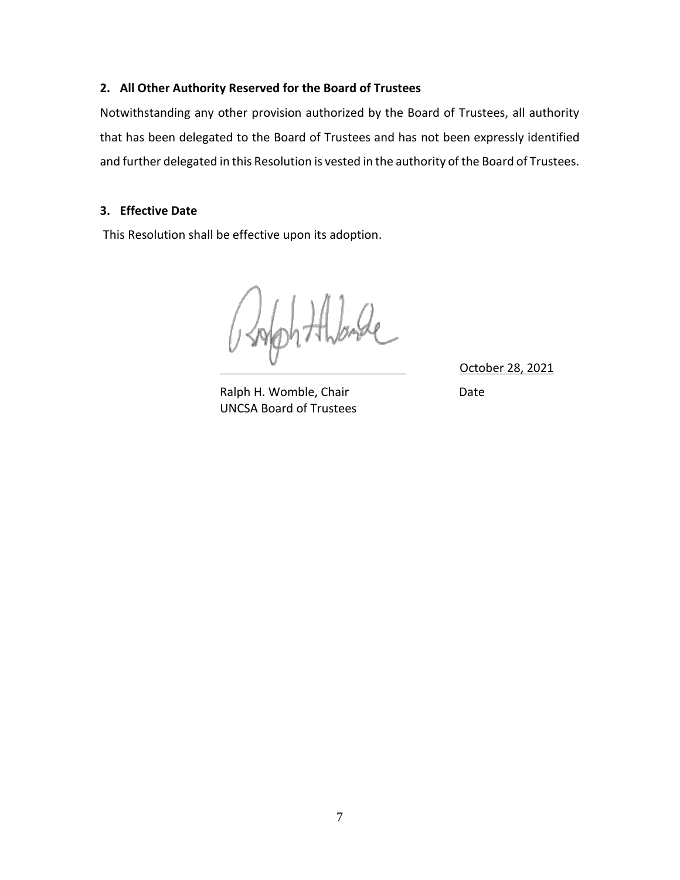**2. All Other Authority Reserved for the Board of Trustees**

Notwithstanding any other provision authorized by the Board of Trustees, all authority that has been delegated to the Board of Trustees and has not been expressly identified and further delegated in this Resolution is vested in the authority of the Board of Trustees.

**3. Effective Date**

This Resolution shall be effective upon its adoption.

| | |
|---|---|
| Ralph H. Womble, Chair<br>UNCSA Board of Trustees | <u>October 28, 2021</u><br>Date |